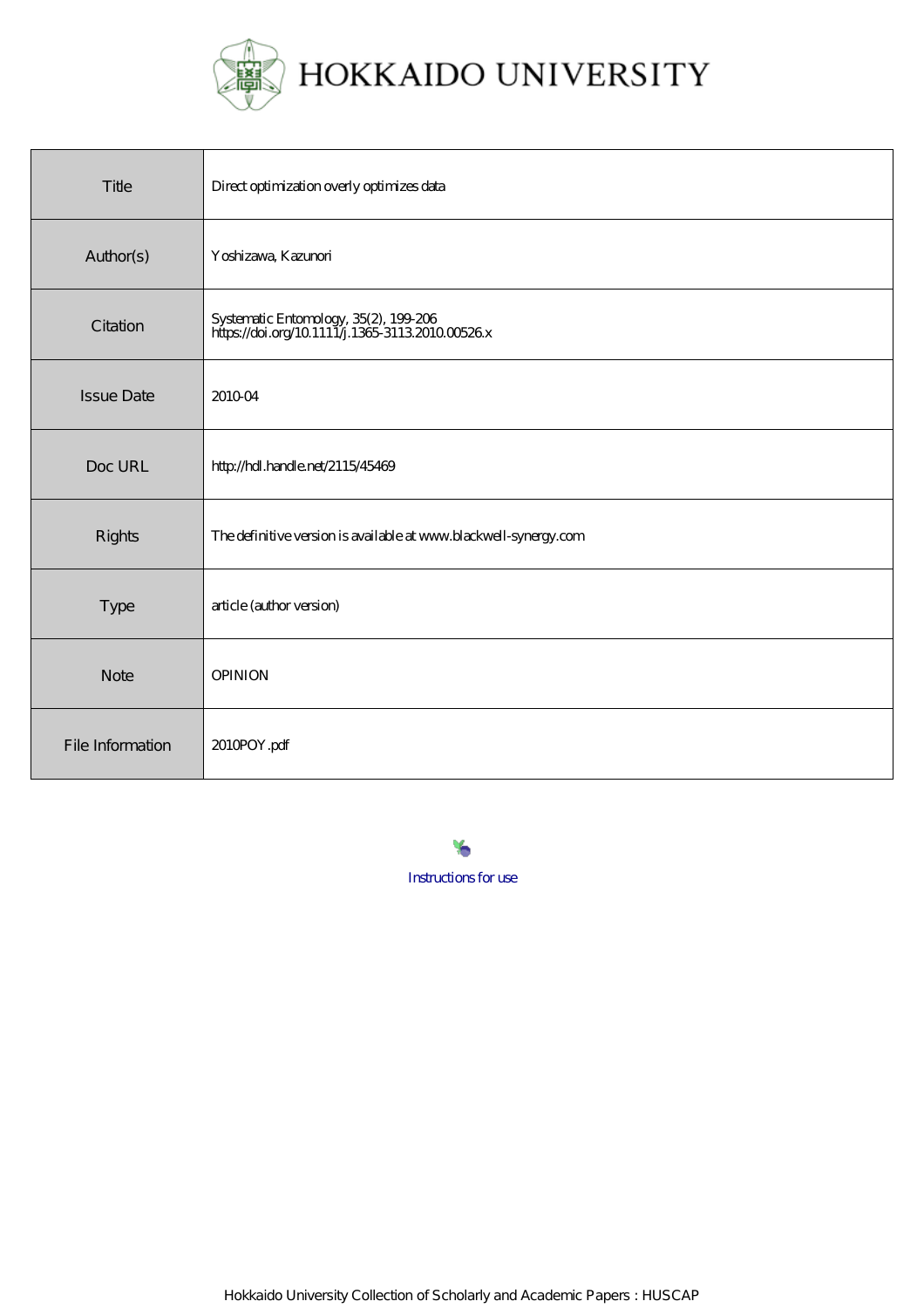# HOKKAIDO UNIVERSITY

| | |
|---|---|
| Title | Direct optimization overly optimizes data |
| Author(s) | Yoshizawa, Kazunori |
| Citation | Systematic Entomology, 35(2), 199-206<br>https://doi.org/10.1111/j.1365-3113.2010.00526.x |
| Issue Date | 2010-04 |
| Doc URL | http://hdl.handle.net/2115/45469 |
| Rights | The definitive version is available at www.blackwell-synergy.com |
| Type | article (author version) |
| Note | OPINION |
| File Information | 2010POY.pdf |

Instructions for use

Hokkaido University Collection of Scholarly and Academic Papers : HUSCAP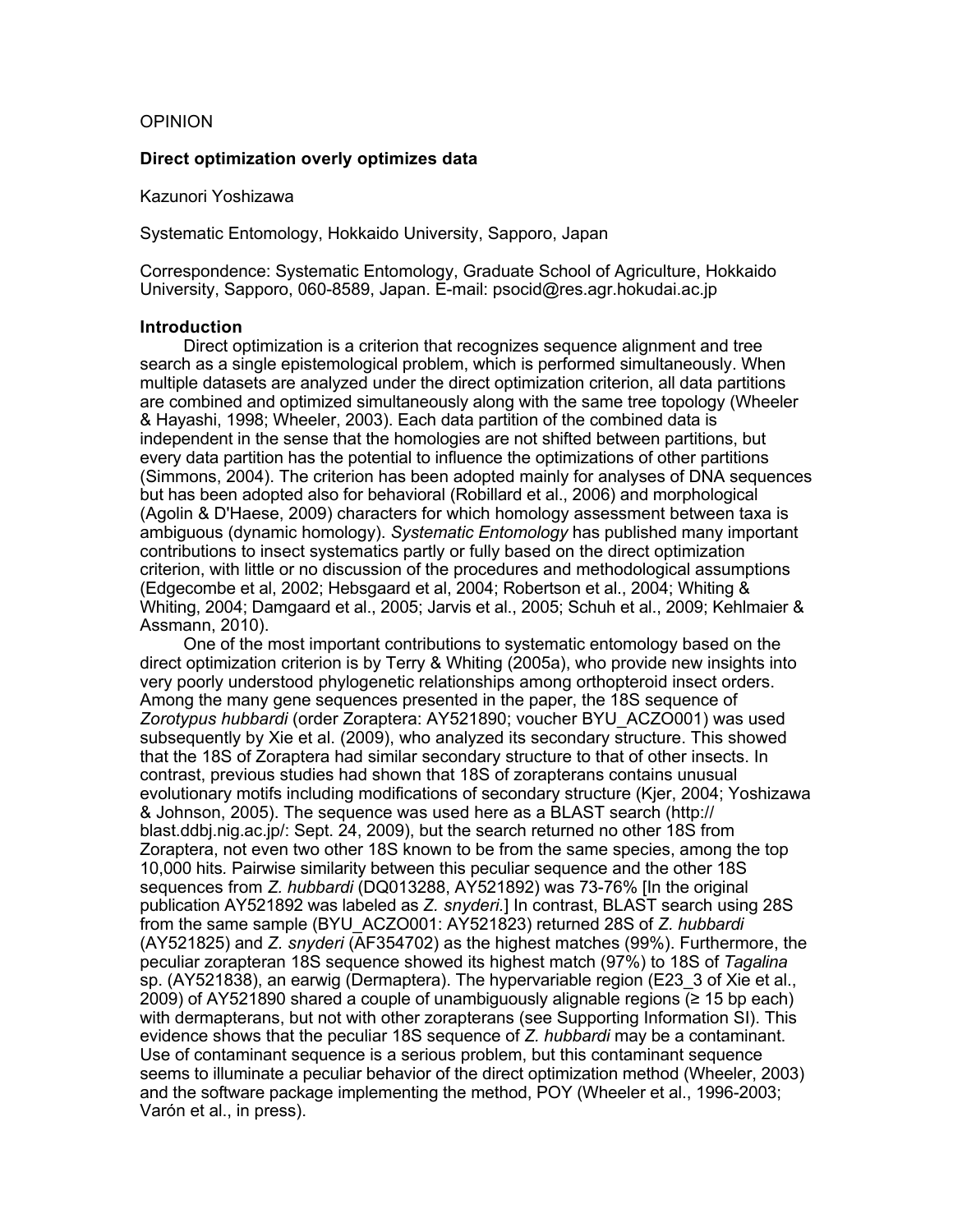OPINION

**Direct optimization overly optimizes data**

Kazunori Yoshizawa

Systematic Entomology, Hokkaido University, Sapporo, Japan

Correspondence: Systematic Entomology, Graduate School of Agriculture, Hokkaido University, Sapporo, 060-8589, Japan. E-mail: psocid@res.agr.hokudai.ac.jp

## Introduction

Direct optimization is a criterion that recognizes sequence alignment and tree search as a single epistemological problem, which is performed simultaneously. When multiple datasets are analyzed under the direct optimization criterion, all data partitions are combined and optimized simultaneously along with the same tree topology (Wheeler & Hayashi, 1998; Wheeler, 2003). Each data partition of the combined data is independent in the sense that the homologies are not shifted between partitions, but every data partition has the potential to influence the optimizations of other partitions (Simmons, 2004). The criterion has been adopted mainly for analyses of DNA sequences but has been adopted also for behavioral (Robillard et al., 2006) and morphological (Agolin & D'Haese, 2009) characters for which homology assessment between taxa is ambiguous (dynamic homology). *Systematic Entomology* has published many important contributions to insect systematics partly or fully based on the direct optimization criterion, with little or no discussion of the procedures and methodological assumptions (Edgecombe et al, 2002; Hebsgaard et al, 2004; Robertson et al., 2004; Whiting & Whiting, 2004; Damgaard et al., 2005; Jarvis et al., 2005; Schuh et al., 2009; Kehlmaier & Assmann, 2010).

One of the most important contributions to systematic entomology based on the direct optimization criterion is by Terry & Whiting (2005a), who provide new insights into very poorly understood phylogenetic relationships among orthopteroid insect orders. Among the many gene sequences presented in the paper, the 18S sequence of *Zorotypus hubbardi* (order Zoraptera: AY521890; voucher BYU_ACZO001) was used subsequently by Xie et al. (2009), who analyzed its secondary structure. This showed that the 18S of Zoraptera had similar secondary structure to that of other insects. In contrast, previous studies had shown that 18S of zorapterans contains unusual evolutionary motifs including modifications of secondary structure (Kjer, 2004; Yoshizawa & Johnson, 2005). The sequence was used here as a BLAST search (http://blast.ddbj.nig.ac.jp/: Sept. 24, 2009), but the search returned no other 18S from Zoraptera, not even two other 18S known to be from the same species, among the top 10,000 hits. Pairwise similarity between this peculiar sequence and the other 18S sequences from *Z. hubbardi* (DQ013288, AY521892) was 73-76% [In the original publication AY521892 was labeled as *Z. snyderi*.] In contrast, BLAST search using 28S from the same sample (BYU_ACZO001: AY521823) returned 28S of *Z. hubbardi* (AY521825) and *Z. snyderi* (AF354702) as the highest matches (99%). Furthermore, the peculiar zorapteran 18S sequence showed its highest match (97%) to 18S of *Tagalina* sp. (AY521838), an earwig (Dermaptera). The hypervariable region (E23_3 of Xie et al., 2009) of AY521890 shared a couple of unambiguously alignable regions (≥ 15 bp each) with dermapterans, but not with other zorapterans (see Supporting Information SI). This evidence shows that the peculiar 18S sequence of *Z. hubbardi* may be a contaminant. Use of contaminant sequence is a serious problem, but this contaminant sequence seems to illuminate a peculiar behavior of the direct optimization method (Wheeler, 2003) and the software package implementing the method, POY (Wheeler et al., 1996-2003; Varón et al., in press).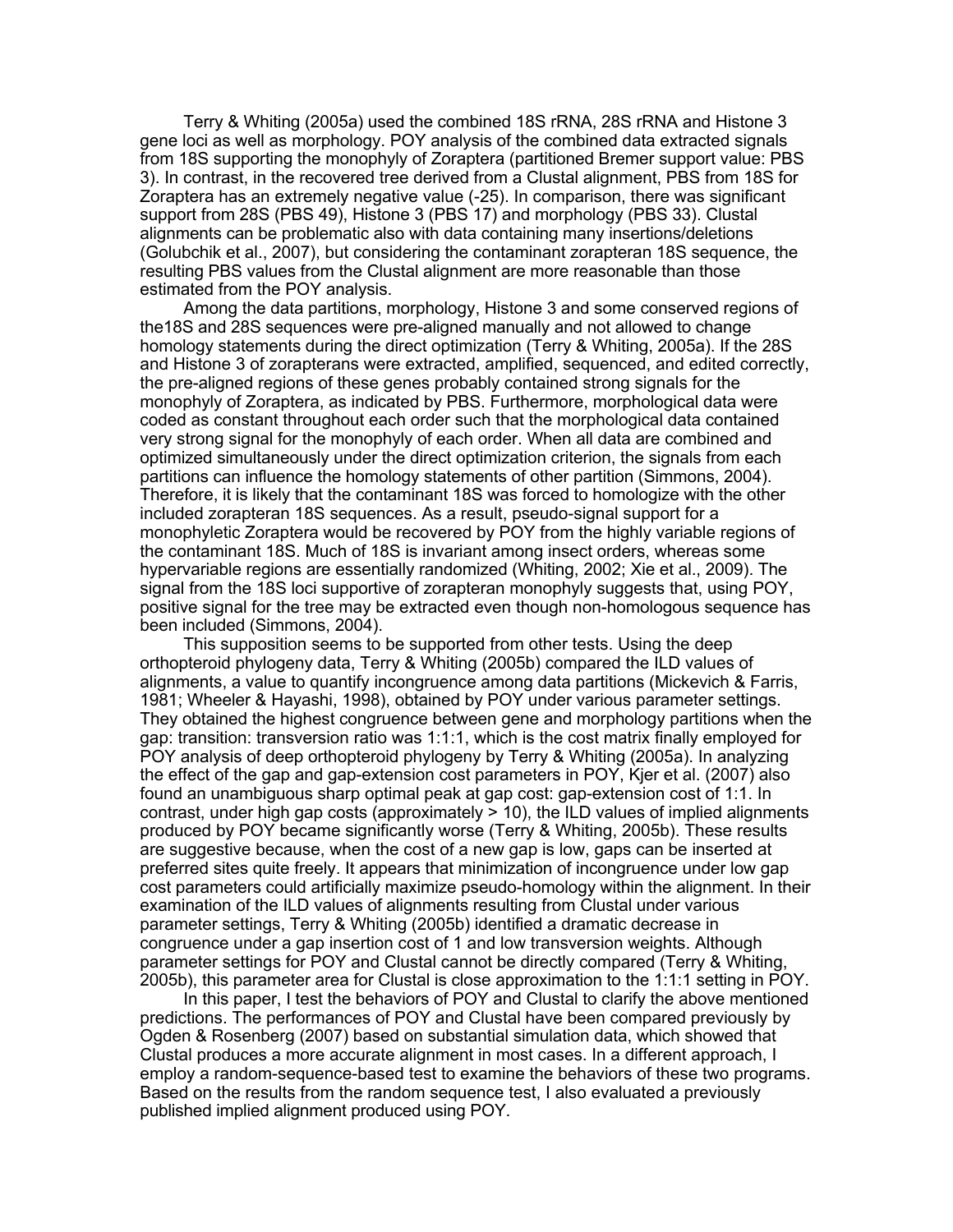Terry & Whiting (2005a) used the combined 18S rRNA, 28S rRNA and Histone 3 gene loci as well as morphology. POY analysis of the combined data extracted signals from 18S supporting the monophyly of Zoraptera (partitioned Bremer support value: PBS 3). In contrast, in the recovered tree derived from a Clustal alignment, PBS from 18S for Zoraptera has an extremely negative value (-25). In comparison, there was significant support from 28S (PBS 49), Histone 3 (PBS 17) and morphology (PBS 33). Clustal alignments can be problematic also with data containing many insertions/deletions (Golubchik et al., 2007), but considering the contaminant zorapteran 18S sequence, the resulting PBS values from the Clustal alignment are more reasonable than those estimated from the POY analysis.

Among the data partitions, morphology, Histone 3 and some conserved regions of the18S and 28S sequences were pre-aligned manually and not allowed to change homology statements during the direct optimization (Terry & Whiting, 2005a). If the 28S and Histone 3 of zorapterans were extracted, amplified, sequenced, and edited correctly, the pre-aligned regions of these genes probably contained strong signals for the monophyly of Zoraptera, as indicated by PBS. Furthermore, morphological data were coded as constant throughout each order such that the morphological data contained very strong signal for the monophyly of each order. When all data are combined and optimized simultaneously under the direct optimization criterion, the signals from each partitions can influence the homology statements of other partition (Simmons, 2004). Therefore, it is likely that the contaminant 18S was forced to homologize with the other included zorapteran 18S sequences. As a result, pseudo-signal support for a monophyletic Zoraptera would be recovered by POY from the highly variable regions of the contaminant 18S. Much of 18S is invariant among insect orders, whereas some hypervariable regions are essentially randomized (Whiting, 2002; Xie et al., 2009). The signal from the 18S loci supportive of zorapteran monophyly suggests that, using POY, positive signal for the tree may be extracted even though non-homologous sequence has been included (Simmons, 2004).

This supposition seems to be supported from other tests. Using the deep orthopteroid phylogeny data, Terry & Whiting (2005b) compared the ILD values of alignments, a value to quantify incongruence among data partitions (Mickevich & Farris, 1981; Wheeler & Hayashi, 1998), obtained by POY under various parameter settings. They obtained the highest congruence between gene and morphology partitions when the gap: transition: transversion ratio was 1:1:1, which is the cost matrix finally employed for POY analysis of deep orthopteroid phylogeny by Terry & Whiting (2005a). In analyzing the effect of the gap and gap-extension cost parameters in POY, Kjer et al. (2007) also found an unambiguous sharp optimal peak at gap cost: gap-extension cost of 1:1. In contrast, under high gap costs (approximately > 10), the ILD values of implied alignments produced by POY became significantly worse (Terry & Whiting, 2005b). These results are suggestive because, when the cost of a new gap is low, gaps can be inserted at preferred sites quite freely. It appears that minimization of incongruence under low gap cost parameters could artificially maximize pseudo-homology within the alignment. In their examination of the ILD values of alignments resulting from Clustal under various parameter settings, Terry & Whiting (2005b) identified a dramatic decrease in congruence under a gap insertion cost of 1 and low transversion weights. Although parameter settings for POY and Clustal cannot be directly compared (Terry & Whiting, 2005b), this parameter area for Clustal is close approximation to the 1:1:1 setting in POY.

In this paper, I test the behaviors of POY and Clustal to clarify the above mentioned predictions. The performances of POY and Clustal have been compared previously by Ogden & Rosenberg (2007) based on substantial simulation data, which showed that Clustal produces a more accurate alignment in most cases. In a different approach, I employ a random-sequence-based test to examine the behaviors of these two programs. Based on the results from the random sequence test, I also evaluated a previously published implied alignment produced using POY.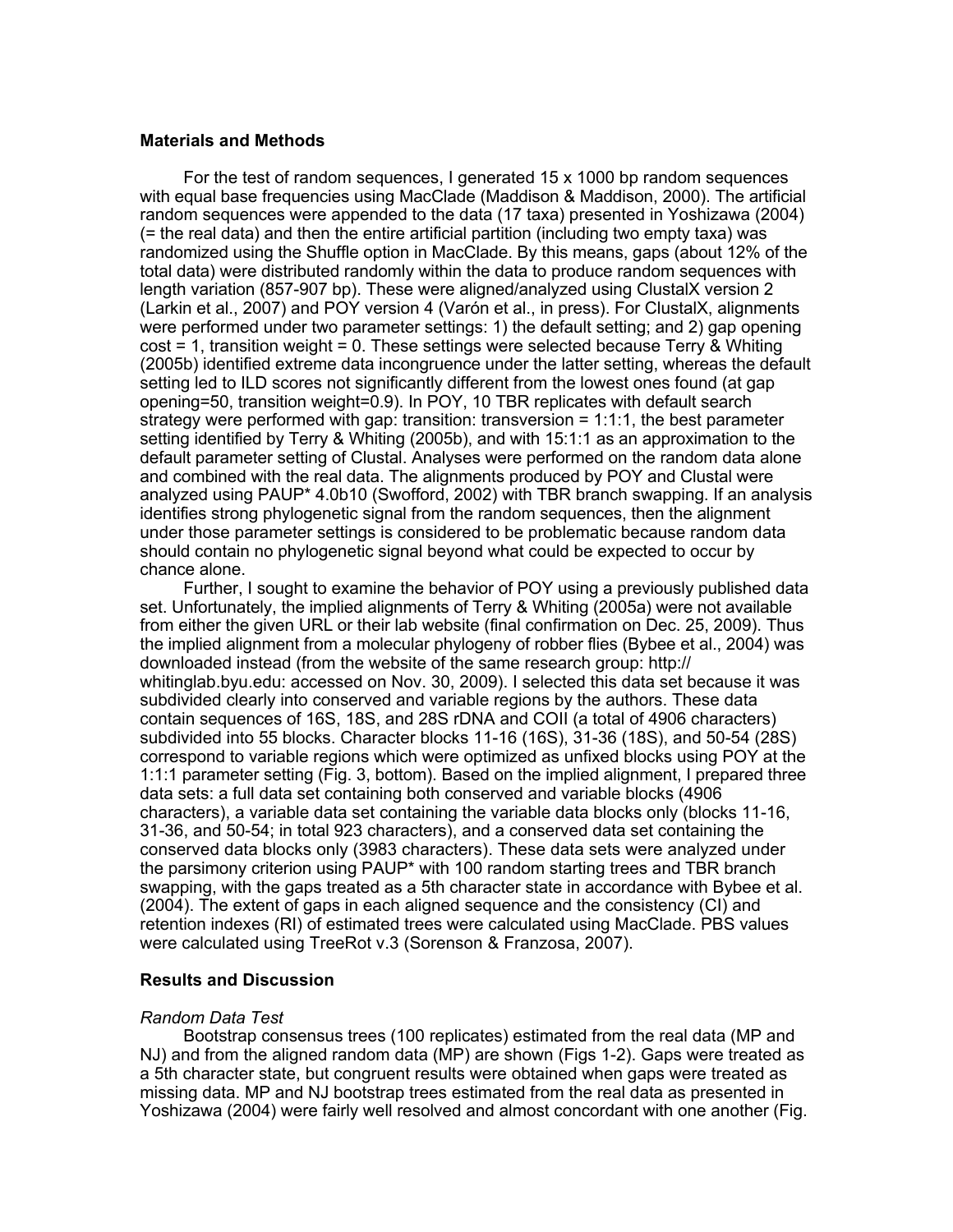## Materials and Methods

For the test of random sequences, I generated 15 x 1000 bp random sequences with equal base frequencies using MacClade (Maddison & Maddison, 2000). The artificial random sequences were appended to the data (17 taxa) presented in Yoshizawa (2004) (= the real data) and then the entire artificial partition (including two empty taxa) was randomized using the Shuffle option in MacClade. By this means, gaps (about 12% of the total data) were distributed randomly within the data to produce random sequences with length variation (857-907 bp). These were aligned/analyzed using ClustalX version 2 (Larkin et al., 2007) and POY version 4 (Varón et al., in press). For ClustalX, alignments were performed under two parameter settings: 1) the default setting; and 2) gap opening cost = 1, transition weight = 0. These settings were selected because Terry & Whiting (2005b) identified extreme data incongruence under the latter setting, whereas the default setting led to ILD scores not significantly different from the lowest ones found (at gap opening=50, transition weight=0.9). In POY, 10 TBR replicates with default search strategy were performed with gap: transition: transversion = 1:1:1, the best parameter setting identified by Terry & Whiting (2005b), and with 15:1:1 as an approximation to the default parameter setting of Clustal. Analyses were performed on the random data alone and combined with the real data. The alignments produced by POY and Clustal were analyzed using PAUP* 4.0b10 (Swofford, 2002) with TBR branch swapping. If an analysis identifies strong phylogenetic signal from the random sequences, then the alignment under those parameter settings is considered to be problematic because random data should contain no phylogenetic signal beyond what could be expected to occur by chance alone.

Further, I sought to examine the behavior of POY using a previously published data set. Unfortunately, the implied alignments of Terry & Whiting (2005a) were not available from either the given URL or their lab website (final confirmation on Dec. 25, 2009). Thus the implied alignment from a molecular phylogeny of robber flies (Bybee et al., 2004) was downloaded instead (from the website of the same research group: http://whitinglab.byu.edu: accessed on Nov. 30, 2009). I selected this data set because it was subdivided clearly into conserved and variable regions by the authors. These data contain sequences of 16S, 18S, and 28S rDNA and COII (a total of 4906 characters) subdivided into 55 blocks. Character blocks 11-16 (16S), 31-36 (18S), and 50-54 (28S) correspond to variable regions which were optimized as unfixed blocks using POY at the 1:1:1 parameter setting (Fig. 3, bottom). Based on the implied alignment, I prepared three data sets: a full data set containing both conserved and variable blocks (4906 characters), a variable data set containing the variable data blocks only (blocks 11-16, 31-36, and 50-54; in total 923 characters), and a conserved data set containing the conserved data blocks only (3983 characters). These data sets were analyzed under the parsimony criterion using PAUP* with 100 random starting trees and TBR branch swapping, with the gaps treated as a 5th character state in accordance with Bybee et al. (2004). The extent of gaps in each aligned sequence and the consistency (CI) and retention indexes (RI) of estimated trees were calculated using MacClade. PBS values were calculated using TreeRot v.3 (Sorenson & Franzosa, 2007).

## Results and Discussion

### *Random Data Test*

Bootstrap consensus trees (100 replicates) estimated from the real data (MP and NJ) and from the aligned random data (MP) are shown (Figs 1-2). Gaps were treated as a 5th character state, but congruent results were obtained when gaps were treated as missing data. MP and NJ bootstrap trees estimated from the real data as presented in Yoshizawa (2004) were fairly well resolved and almost concordant with one another (Fig.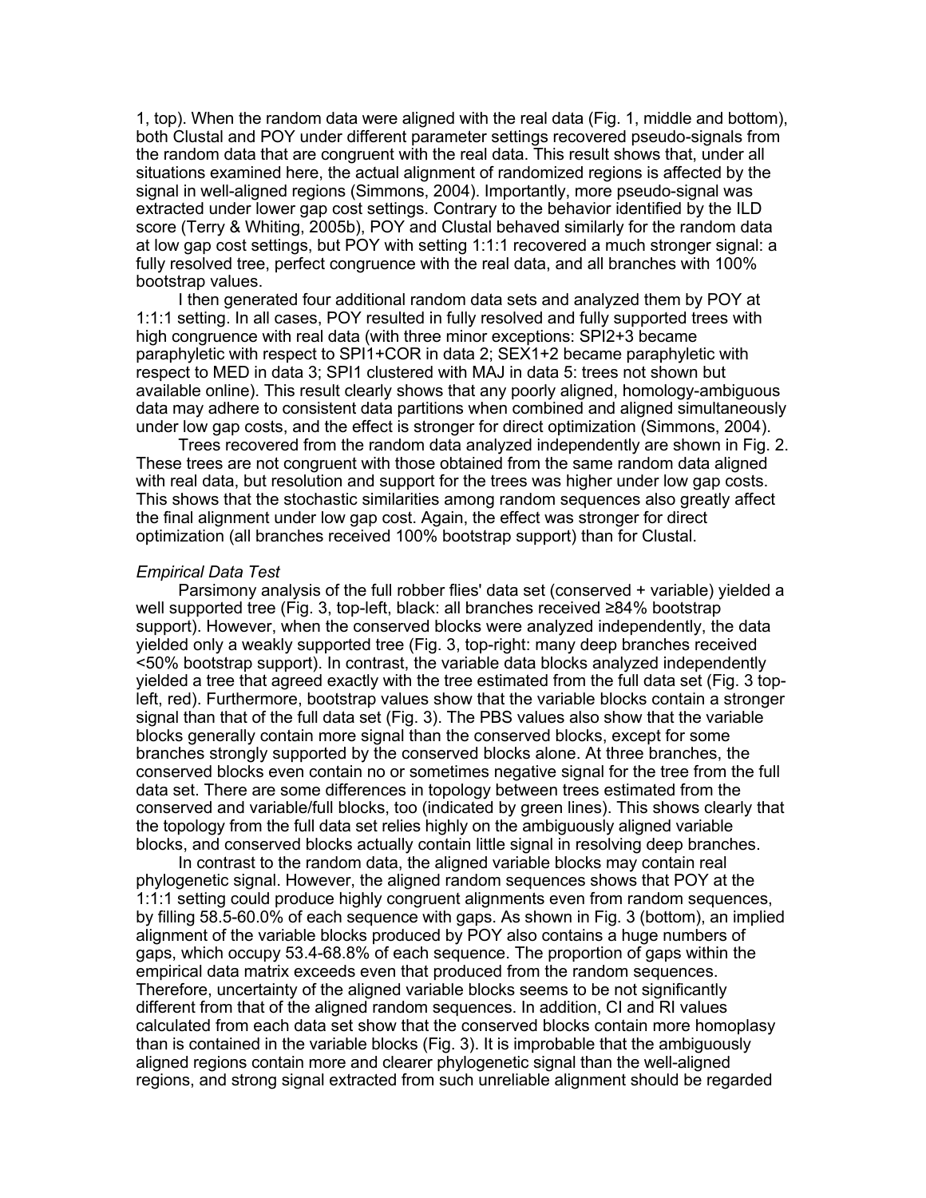1, top). When the random data were aligned with the real data (Fig. 1, middle and bottom), both Clustal and POY under different parameter settings recovered pseudo-signals from the random data that are congruent with the real data. This result shows that, under all situations examined here, the actual alignment of randomized regions is affected by the signal in well-aligned regions (Simmons, 2004). Importantly, more pseudo-signal was extracted under lower gap cost settings. Contrary to the behavior identified by the ILD score (Terry & Whiting, 2005b), POY and Clustal behaved similarly for the random data at low gap cost settings, but POY with setting 1:1:1 recovered a much stronger signal: a fully resolved tree, perfect congruence with the real data, and all branches with 100% bootstrap values.

I then generated four additional random data sets and analyzed them by POY at 1:1:1 setting. In all cases, POY resulted in fully resolved and fully supported trees with high congruence with real data (with three minor exceptions: SPI2+3 became paraphyletic with respect to SPI1+COR in data 2; SEX1+2 became paraphyletic with respect to MED in data 3; SPI1 clustered with MAJ in data 5: trees not shown but available online). This result clearly shows that any poorly aligned, homology-ambiguous data may adhere to consistent data partitions when combined and aligned simultaneously under low gap costs, and the effect is stronger for direct optimization (Simmons, 2004).

Trees recovered from the random data analyzed independently are shown in Fig. 2. These trees are not congruent with those obtained from the same random data aligned with real data, but resolution and support for the trees was higher under low gap costs. This shows that the stochastic similarities among random sequences also greatly affect the final alignment under low gap cost. Again, the effect was stronger for direct optimization (all branches received 100% bootstrap support) than for Clustal.

*Empirical Data Test*

Parsimony analysis of the full robber flies' data set (conserved + variable) yielded a well supported tree (Fig. 3, top-left, black: all branches received ≥84% bootstrap support). However, when the conserved blocks were analyzed independently, the data yielded only a weakly supported tree (Fig. 3, top-right: many deep branches received <50% bootstrap support). In contrast, the variable data blocks analyzed independently yielded a tree that agreed exactly with the tree estimated from the full data set (Fig. 3 top-left, red). Furthermore, bootstrap values show that the variable blocks contain a stronger signal than that of the full data set (Fig. 3). The PBS values also show that the variable blocks generally contain more signal than the conserved blocks, except for some branches strongly supported by the conserved blocks alone. At three branches, the conserved blocks even contain no or sometimes negative signal for the tree from the full data set. There are some differences in topology between trees estimated from the conserved and variable/full blocks, too (indicated by green lines). This shows clearly that the topology from the full data set relies highly on the ambiguously aligned variable blocks, and conserved blocks actually contain little signal in resolving deep branches.

In contrast to the random data, the aligned variable blocks may contain real phylogenetic signal. However, the aligned random sequences shows that POY at the 1:1:1 setting could produce highly congruent alignments even from random sequences, by filling 58.5-60.0% of each sequence with gaps. As shown in Fig. 3 (bottom), an implied alignment of the variable blocks produced by POY also contains a huge numbers of gaps, which occupy 53.4-68.8% of each sequence. The proportion of gaps within the empirical data matrix exceeds even that produced from the random sequences. Therefore, uncertainty of the aligned variable blocks seems to be not significantly different from that of the aligned random sequences. In addition, CI and RI values calculated from each data set show that the conserved blocks contain more homoplasy than is contained in the variable blocks (Fig. 3). It is improbable that the ambiguously aligned regions contain more and clearer phylogenetic signal than the well-aligned regions, and strong signal extracted from such unreliable alignment should be regarded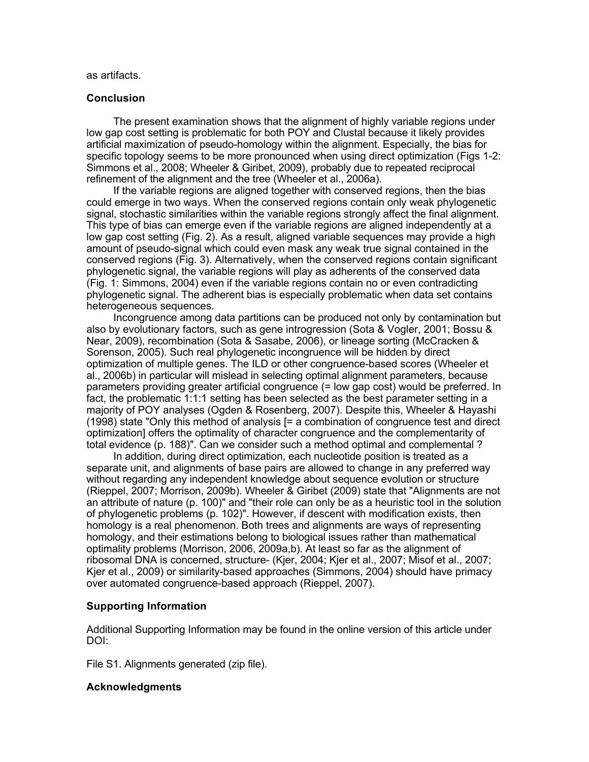as artifacts.

## Conclusion

The present examination shows that the alignment of highly variable regions under low gap cost setting is problematic for both POY and Clustal because it likely provides artificial maximization of pseudo-homology within the alignment. Especially, the bias for specific topology seems to be more pronounced when using direct optimization (Figs 1-2: Simmons et al., 2008; Wheeler & Giribet, 2009), probably due to repeated reciprocal refinement of the alignment and the tree (Wheeler et al., 2006a).

If the variable regions are aligned together with conserved regions, then the bias could emerge in two ways. When the conserved regions contain only weak phylogenetic signal, stochastic similarities within the variable regions strongly affect the final alignment. This type of bias can emerge even if the variable regions are aligned independently at a low gap cost setting (Fig. 2). As a result, aligned variable sequences may provide a high amount of pseudo-signal which could even mask any weak true signal contained in the conserved regions (Fig. 3). Alternatively, when the conserved regions contain significant phylogenetic signal, the variable regions will play as adherents of the conserved data (Fig. 1: Simmons, 2004) even if the variable regions contain no or even contradicting phylogenetic signal. The adherent bias is especially problematic when data set contains heterogeneous sequences.

Incongruence among data partitions can be produced not only by contamination but also by evolutionary factors, such as gene introgression (Sota & Vogler, 2001; Bossu & Near, 2009), recombination (Sota & Sasabe, 2006), or lineage sorting (McCracken & Sorenson, 2005). Such real phylogenetic incongruence will be hidden by direct optimization of multiple genes. The ILD or other congruence-based scores (Wheeler et al., 2006b) in particular will mislead in selecting optimal alignment parameters, because parameters providing greater artificial congruence (= low gap cost) would be preferred. In fact, the problematic 1:1:1 setting has been selected as the best parameter setting in a majority of POY analyses (Ogden & Rosenberg, 2007). Despite this, Wheeler & Hayashi (1998) state "Only this method of analysis [= a combination of congruence test and direct optimization] offers the optimality of character congruence and the complementarity of total evidence (p. 188)". Can we consider such a method optimal and complemental ?

In addition, during direct optimization, each nucleotide position is treated as a separate unit, and alignments of base pairs are allowed to change in any preferred way without regarding any independent knowledge about sequence evolution or structure (Rieppel, 2007; Morrison, 2009b). Wheeler & Giribet (2009) state that "Alignments are not an attribute of nature (p. 100)" and "their role can only be as a heuristic tool in the solution of phylogenetic problems (p. 102)". However, if descent with modification exists, then homology is a real phenomenon. Both trees and alignments are ways of representing homology, and their estimations belong to biological issues rather than mathematical optimality problems (Morrison, 2006, 2009a,b). At least so far as the alignment of ribosomal DNA is concerned, structure- (Kjer, 2004; Kjer et al., 2007; Misof et al., 2007; Kjer et al., 2009) or similarity-based approaches (Simmons, 2004) should have primacy over automated congruence-based approach (Rieppel, 2007).

## Supporting Information

Additional Supporting Information may be found in the online version of this article under DOI:

File S1. Alignments generated (zip file).

## Acknowledgments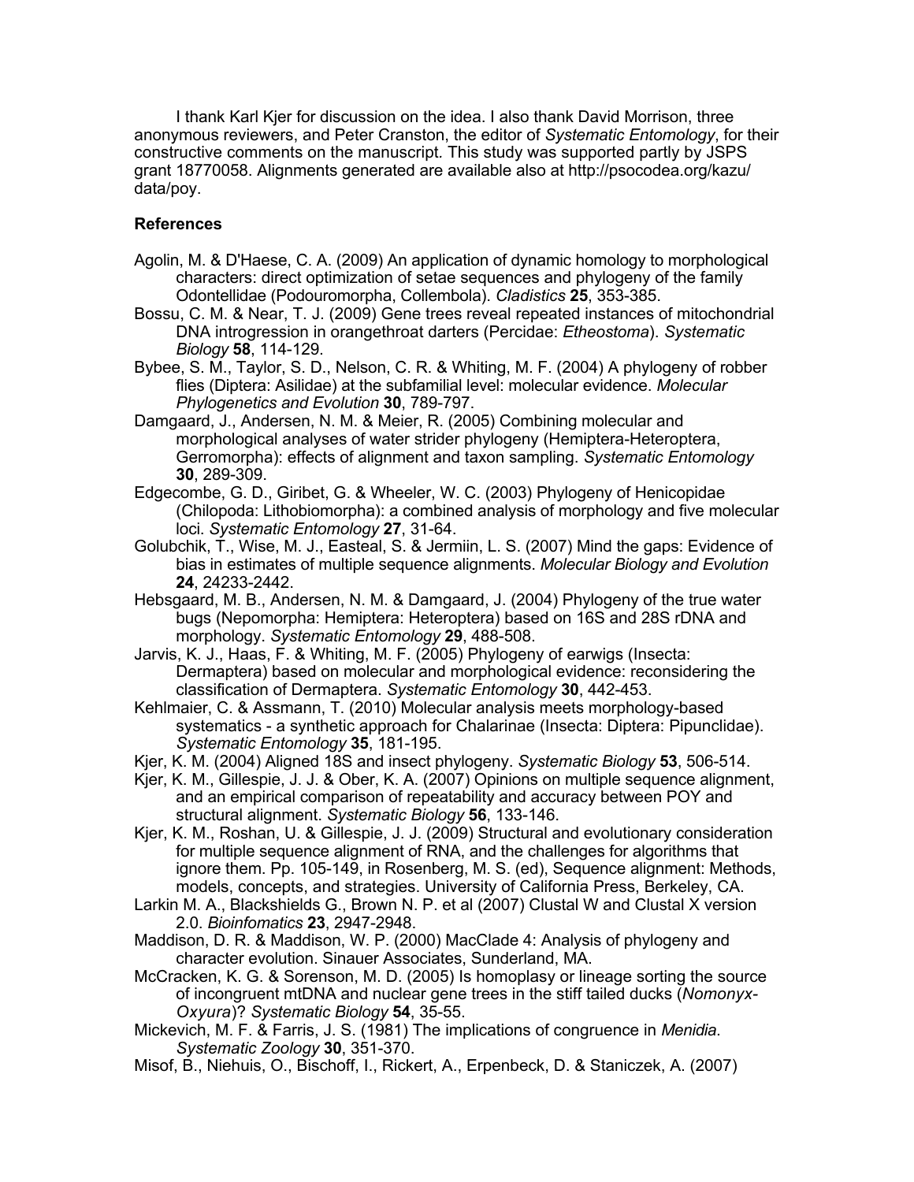I thank Karl Kjer for discussion on the idea. I also thank David Morrison, three anonymous reviewers, and Peter Cranston, the editor of *Systematic Entomology*, for their constructive comments on the manuscript. This study was supported partly by JSPS grant 18770058. Alignments generated are available also at http://psocodea.org/kazu/data/poy.

### References

Agolin, M. & D'Haese, C. A. (2009) An application of dynamic homology to morphological characters: direct optimization of setae sequences and phylogeny of the family Odontellidae (Podouromorpha, Collembola). *Cladistics* **25**, 353-385.

Bossu, C. M. & Near, T. J. (2009) Gene trees reveal repeated instances of mitochondrial DNA introgression in orangethroat darters (Percidae: *Etheostoma*). *Systematic Biology* **58**, 114-129.

Bybee, S. M., Taylor, S. D., Nelson, C. R. & Whiting, M. F. (2004) A phylogeny of robber flies (Diptera: Asilidae) at the subfamilial level: molecular evidence. *Molecular Phylogenetics and Evolution* **30**, 789-797.

Damgaard, J., Andersen, N. M. & Meier, R. (2005) Combining molecular and morphological analyses of water strider phylogeny (Hemiptera-Heteroptera, Gerromorpha): effects of alignment and taxon sampling. *Systematic Entomology* **30**, 289-309.

Edgecombe, G. D., Giribet, G. & Wheeler, W. C. (2003) Phylogeny of Henicopidae (Chilopoda: Lithobiomorpha): a combined analysis of morphology and five molecular loci. *Systematic Entomology* **27**, 31-64.

Golubchik, T., Wise, M. J., Easteal, S. & Jermiin, L. S. (2007) Mind the gaps: Evidence of bias in estimates of multiple sequence alignments. *Molecular Biology and Evolution* **24**, 24233-2442.

Hebsgaard, M. B., Andersen, N. M. & Damgaard, J. (2004) Phylogeny of the true water bugs (Nepomorpha: Hemiptera: Heteroptera) based on 16S and 28S rDNA and morphology. *Systematic Entomology* **29**, 488-508.

Jarvis, K. J., Haas, F. & Whiting, M. F. (2005) Phylogeny of earwigs (Insecta: Dermaptera) based on molecular and morphological evidence: reconsidering the classification of Dermaptera. *Systematic Entomology* **30**, 442-453.

Kehlmaier, C. & Assmann, T. (2010) Molecular analysis meets morphology-based systematics - a synthetic approach for Chalarinae (Insecta: Diptera: Pipunclidae). *Systematic Entomology* **35**, 181-195.

Kjer, K. M. (2004) Aligned 18S and insect phylogeny. *Systematic Biology* **53**, 506-514.

Kjer, K. M., Gillespie, J. J. & Ober, K. A. (2007) Opinions on multiple sequence alignment, and an empirical comparison of repeatability and accuracy between POY and structural alignment. *Systematic Biology* **56**, 133-146.

Kjer, K. M., Roshan, U. & Gillespie, J. J. (2009) Structural and evolutionary consideration for multiple sequence alignment of RNA, and the challenges for algorithms that ignore them. Pp. 105-149, in Rosenberg, M. S. (ed), Sequence alignment: Methods, models, concepts, and strategies. University of California Press, Berkeley, CA.

Larkin M. A., Blackshields G., Brown N. P. et al (2007) Clustal W and Clustal X version 2.0. *Bioinfomatics* **23**, 2947-2948.

Maddison, D. R. & Maddison, W. P. (2000) MacClade 4: Analysis of phylogeny and character evolution. Sinauer Associates, Sunderland, MA.

McCracken, K. G. & Sorenson, M. D. (2005) Is homoplasy or lineage sorting the source of incongruent mtDNA and nuclear gene trees in the stiff tailed ducks (*Nomonyx-Oxyura*)? *Systematic Biology* **54**, 35-55.

Mickevich, M. F. & Farris, J. S. (1981) The implications of congruence in *Menidia*. *Systematic Zoology* **30**, 351-370.

Misof, B., Niehuis, O., Bischoff, I., Rickert, A., Erpenbeck, D. & Staniczek, A. (2007)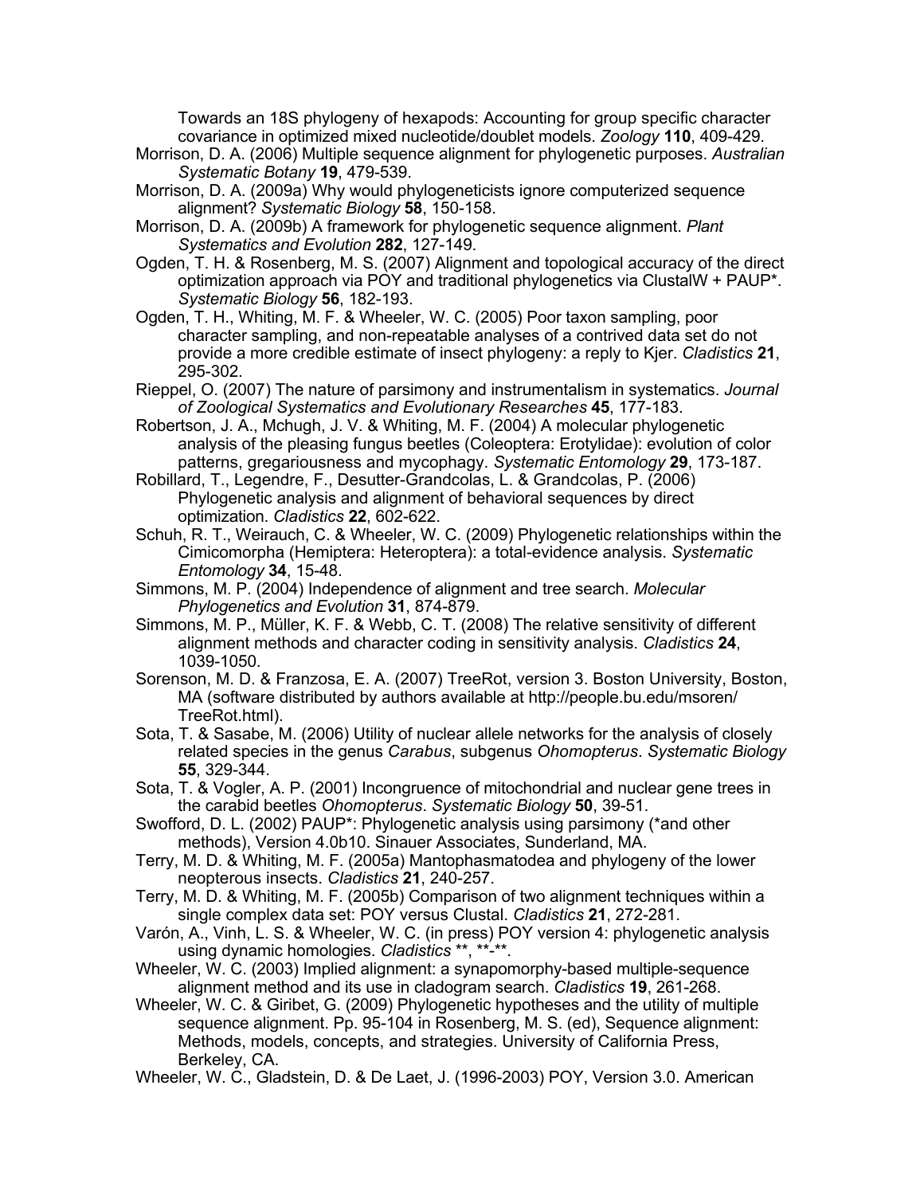Towards an 18S phylogeny of hexapods: Accounting for group specific character covariance in optimized mixed nucleotide/doublet models. *Zoology* **110**, 409-429.

Morrison, D. A. (2006) Multiple sequence alignment for phylogenetic purposes. *Australian Systematic Botany* **19**, 479-539.

Morrison, D. A. (2009a) Why would phylogeneticists ignore computerized sequence alignment? *Systematic Biology* **58**, 150-158.

Morrison, D. A. (2009b) A framework for phylogenetic sequence alignment. *Plant Systematics and Evolution* **282**, 127-149.

Ogden, T. H. & Rosenberg, M. S. (2007) Alignment and topological accuracy of the direct optimization approach via POY and traditional phylogenetics via ClustalW + PAUP*. *Systematic Biology* **56**, 182-193.

Ogden, T. H., Whiting, M. F. & Wheeler, W. C. (2005) Poor taxon sampling, poor character sampling, and non-repeatable analyses of a contrived data set do not provide a more credible estimate of insect phylogeny: a reply to Kjer. *Cladistics* **21**, 295-302.

Rieppel, O. (2007) The nature of parsimony and instrumentalism in systematics. *Journal of Zoological Systematics and Evolutionary Researches* **45**, 177-183.

Robertson, J. A., Mchugh, J. V. & Whiting, M. F. (2004) A molecular phylogenetic analysis of the pleasing fungus beetles (Coleoptera: Erotylidae): evolution of color patterns, gregariousness and mycophagy. *Systematic Entomology* **29**, 173-187.

Robillard, T., Legendre, F., Desutter-Grandcolas, L. & Grandcolas, P. (2006) Phylogenetic analysis and alignment of behavioral sequences by direct optimization. *Cladistics* **22**, 602-622.

Schuh, R. T., Weirauch, C. & Wheeler, W. C. (2009) Phylogenetic relationships within the Cimicomorpha (Hemiptera: Heteroptera): a total-evidence analysis. *Systematic Entomology* **34**, 15-48.

Simmons, M. P. (2004) Independence of alignment and tree search. *Molecular Phylogenetics and Evolution* **31**, 874-879.

Simmons, M. P., Müller, K. F. & Webb, C. T. (2008) The relative sensitivity of different alignment methods and character coding in sensitivity analysis. *Cladistics* **24**, 1039-1050.

Sorenson, M. D. & Franzosa, E. A. (2007) TreeRot, version 3. Boston University, Boston, MA (software distributed by authors available at http://people.bu.edu/msoren/TreeRot.html).

Sota, T. & Sasabe, M. (2006) Utility of nuclear allele networks for the analysis of closely related species in the genus *Carabus*, subgenus *Ohomopterus*. *Systematic Biology* **55**, 329-344.

Sota, T. & Vogler, A. P. (2001) Incongruence of mitochondrial and nuclear gene trees in the carabid beetles *Ohomopterus*. *Systematic Biology* **50**, 39-51.

Swofford, D. L. (2002) PAUP*: Phylogenetic analysis using parsimony (*and other methods), Version 4.0b10. Sinauer Associates, Sunderland, MA.

Terry, M. D. & Whiting, M. F. (2005a) Mantophasmatodea and phylogeny of the lower neopterous insects. *Cladistics* **21**, 240-257.

Terry, M. D. & Whiting, M. F. (2005b) Comparison of two alignment techniques within a single complex data set: POY versus Clustal. *Cladistics* **21**, 272-281.

Varón, A., Vinh, L. S. & Wheeler, W. C. (in press) POY version 4: phylogenetic analysis using dynamic homologies. *Cladistics* **, **-**.

Wheeler, W. C. (2003) Implied alignment: a synapomorphy-based multiple-sequence alignment method and its use in cladogram search. *Cladistics* **19**, 261-268.

Wheeler, W. C. & Giribet, G. (2009) Phylogenetic hypotheses and the utility of multiple sequence alignment. Pp. 95-104 in Rosenberg, M. S. (ed), Sequence alignment: Methods, models, concepts, and strategies. University of California Press, Berkeley, CA.

Wheeler, W. C., Gladstein, D. & De Laet, J. (1996-2003) POY, Version 3.0. American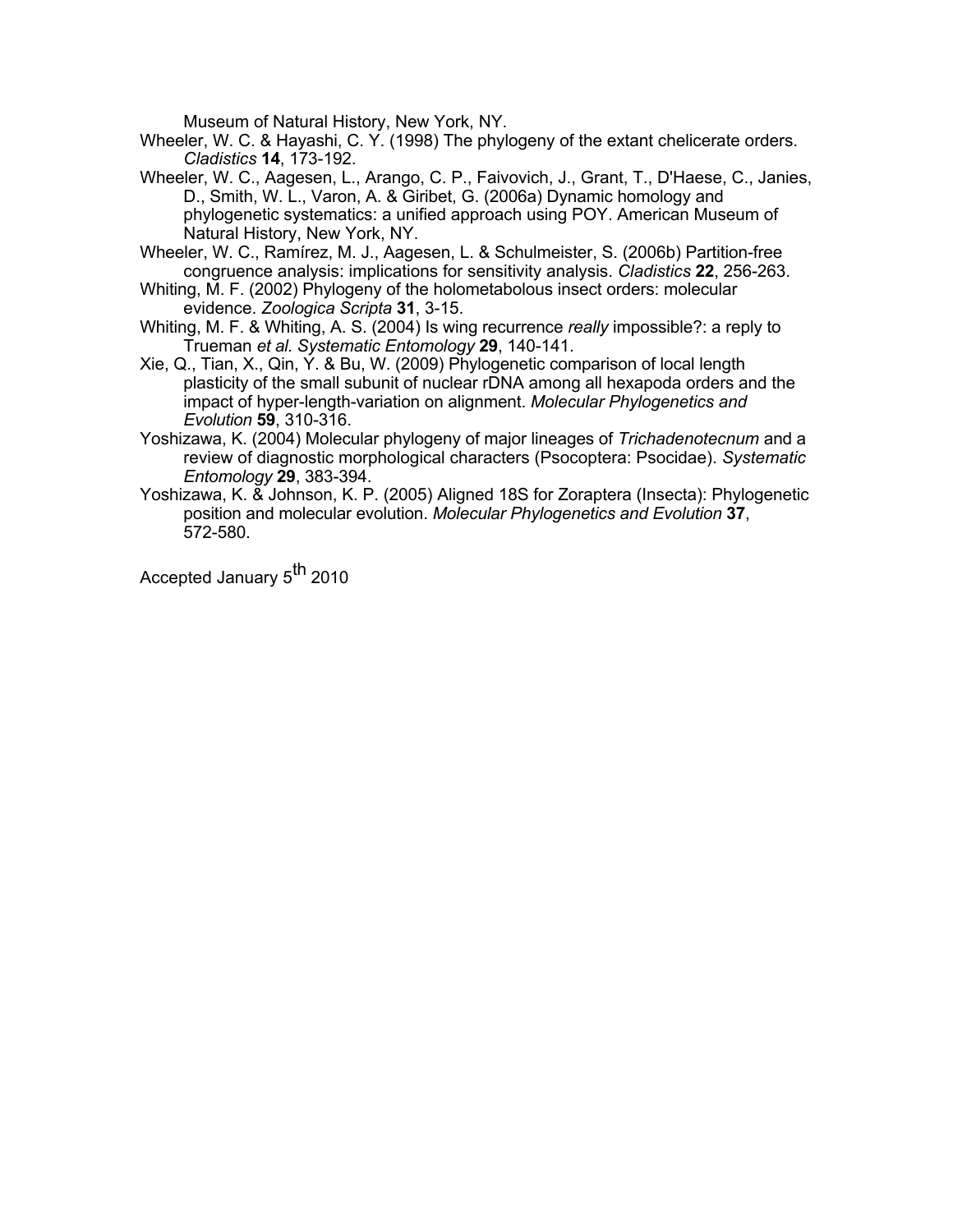Museum of Natural History, New York, NY.

Wheeler, W. C. & Hayashi, C. Y. (1998) The phylogeny of the extant chelicerate orders. *Cladistics* **14**, 173-192.

Wheeler, W. C., Aagesen, L., Arango, C. P., Faivovich, J., Grant, T., D'Haese, C., Janies, D., Smith, W. L., Varon, A. & Giribet, G. (2006a) Dynamic homology and phylogenetic systematics: a unified approach using POY. American Museum of Natural History, New York, NY.

Wheeler, W. C., Ramírez, M. J., Aagesen, L. & Schulmeister, S. (2006b) Partition-free congruence analysis: implications for sensitivity analysis. *Cladistics* **22**, 256-263.

Whiting, M. F. (2002) Phylogeny of the holometabolous insect orders: molecular evidence. *Zoologica Scripta* **31**, 3-15.

Whiting, M. F. & Whiting, A. S. (2004) Is wing recurrence *really* impossible?: a reply to Trueman *et al. Systematic Entomology* **29**, 140-141.

Xie, Q., Tian, X., Qin, Y. & Bu, W. (2009) Phylogenetic comparison of local length plasticity of the small subunit of nuclear rDNA among all hexapoda orders and the impact of hyper-length-variation on alignment. *Molecular Phylogenetics and Evolution* **59**, 310-316.

Yoshizawa, K. (2004) Molecular phylogeny of major lineages of *Trichadenotecnum* and a review of diagnostic morphological characters (Psocoptera: Psocidae). *Systematic Entomology* **29**, 383-394.

Yoshizawa, K. & Johnson, K. P. (2005) Aligned 18S for Zoraptera (Insecta): Phylogenetic position and molecular evolution. *Molecular Phylogenetics and Evolution* **37**, 572-580.

Accepted January 5th 2010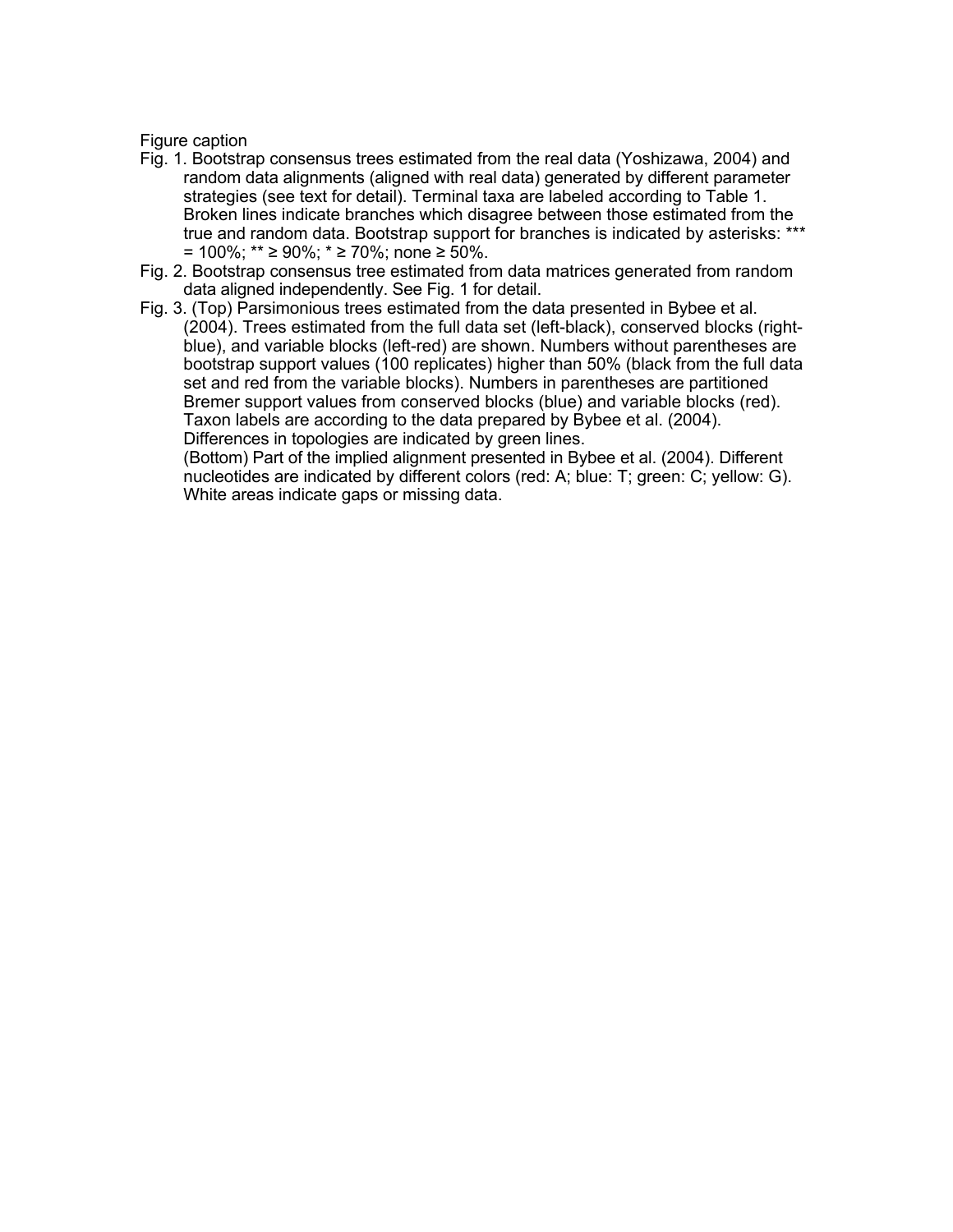Figure caption

Fig. 1. Bootstrap consensus trees estimated from the real data (Yoshizawa, 2004) and random data alignments (aligned with real data) generated by different parameter strategies (see text for detail). Terminal taxa are labeled according to Table 1. Broken lines indicate branches which disagree between those estimated from the true and random data. Bootstrap support for branches is indicated by asterisks: *** = 100%; ** ≥ 90%; * ≥ 70%; none ≥ 50%.

Fig. 2. Bootstrap consensus tree estimated from data matrices generated from random data aligned independently. See Fig. 1 for detail.

Fig. 3. (Top) Parsimonious trees estimated from the data presented in Bybee et al. (2004). Trees estimated from the full data set (left-black), conserved blocks (right-blue), and variable blocks (left-red) are shown. Numbers without parentheses are bootstrap support values (100 replicates) higher than 50% (black from the full data set and red from the variable blocks). Numbers in parentheses are partitioned Bremer support values from conserved blocks (blue) and variable blocks (red). Taxon labels are according to the data prepared by Bybee et al. (2004). Differences in topologies are indicated by green lines.
(Bottom) Part of the implied alignment presented in Bybee et al. (2004). Different nucleotides are indicated by different colors (red: A; blue: T; green: C; yellow: G). White areas indicate gaps or missing data.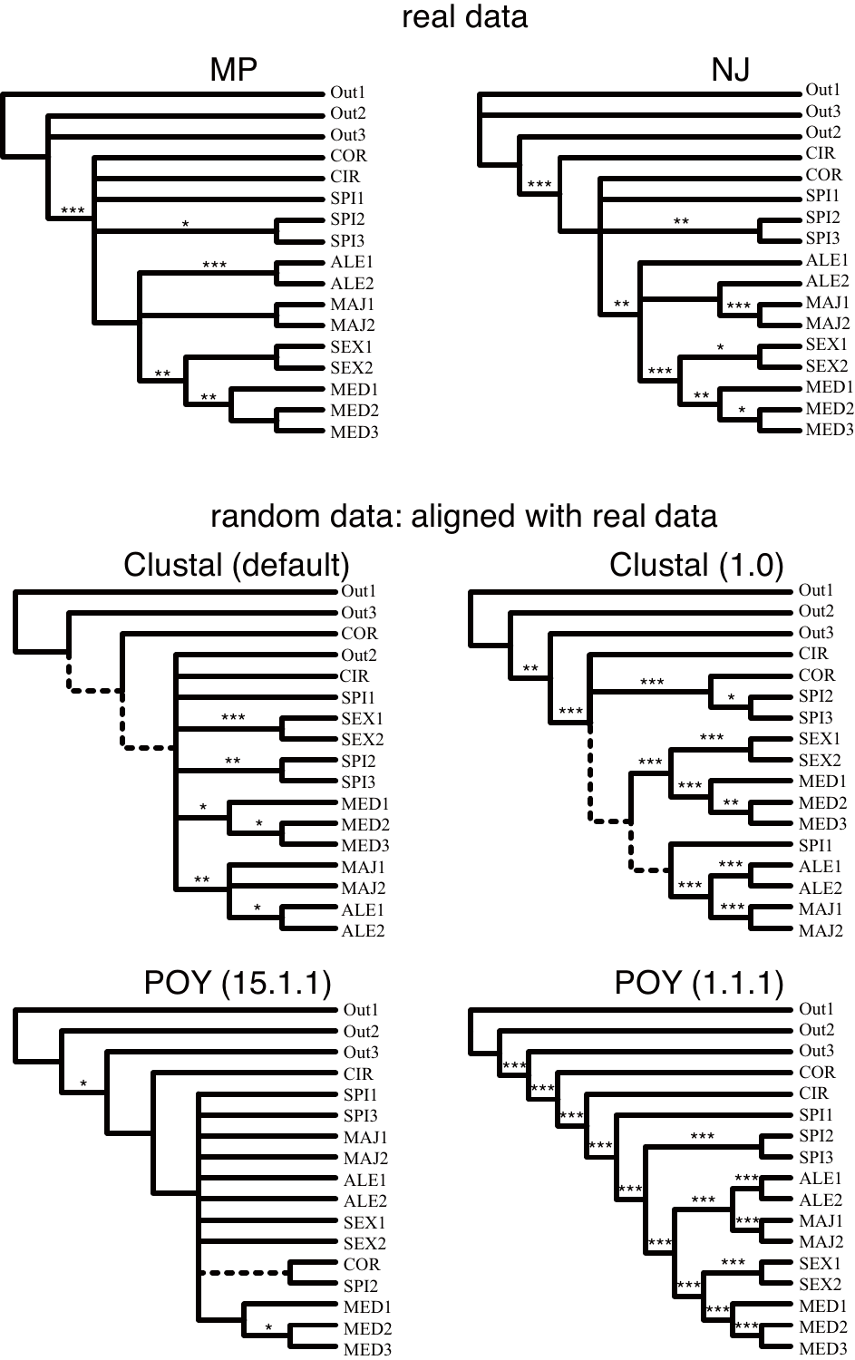real data

MP

NJ

random data: aligned with real data

Clustal (default)

Clustal (1.0)

POY (15.1.1)

POY (1.1.1)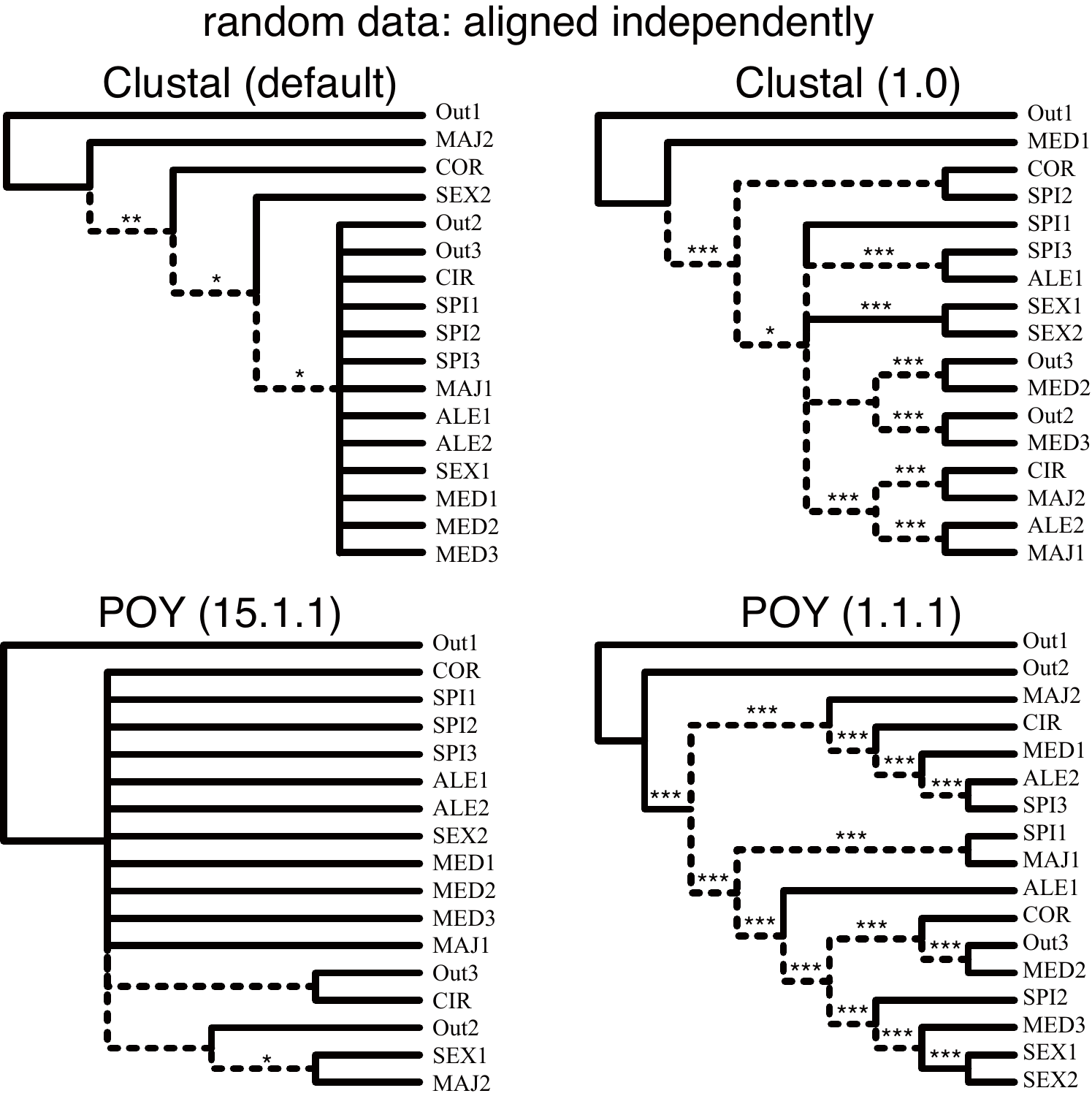# random data: aligned independently

## Clustal (default)

Out1, MAJ2, COR, SEX2, Out2, Out3, CIR, SPI1, SPI2, SPI3, MAJ1, ALE1, ALE2, SEX1, MED1, MED2, MED3

## Clustal (1.0)

Out1, MED1, COR, SPI2, SPI1, SPI3, ALE1, SEX1, SEX2, Out3, MED2, Out2, MED3, CIR, MAJ2, ALE2, MAJ1

## POY (15.1.1)

Out1, COR, SPI1, SPI2, SPI3, ALE1, ALE2, SEX2, MED1, MED2, MED3, MAJ1, Out3, CIR, Out2, SEX1, MAJ2

## POY (1.1.1)

Out1, Out2, MAJ2, CIR, MED1, ALE2, SPI3, SPI1, MAJ1, ALE1, COR, Out3, MED2, SPI2, MED3, SEX1, SEX2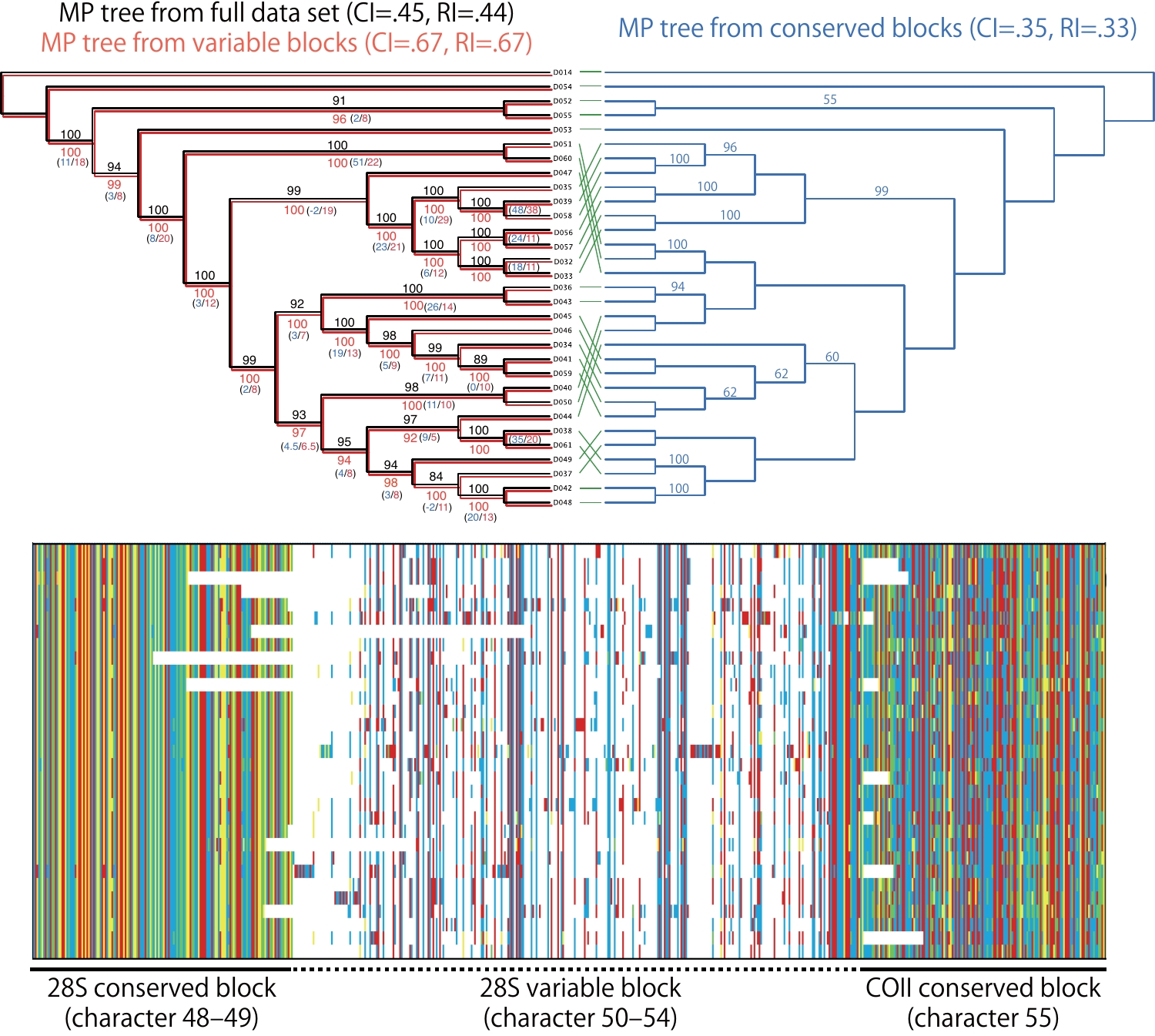MP tree from full data set (CI=.45, RI=.44)

MP tree from variable blocks (CI=.67, RI=.67)

MP tree from conserved blocks (CI=.35, RI=.33)

D014
D054
D052
D055
D053
D051
D060
D047
D035
D039
D058
D056
D057
D032
D033
D036
D043
D045
D046
D034
D041
D059
D040
D050
D044
D038
D061
D049
D037
D042
D048

100 100 (11/18)
91 96 (2/8)
94 99 (3/8)
100 100 (8/20)
100 100 (51/22)
100 100 (3/12)
99 100 (-2/19)
100 100 (10/29)
100 100 (48/38)
100 100 (23/21)
100 100 (24/11)
100 100 (6/12)
100 100 (18/11)
99 100 (2/8)
100 100 (26/14)
92 100 (3/7)
100 100 (19/13)
98 100 (5/9)
99 100 (7/11)
89 100 (0/10)
98 100 (11/10)
93 97 (4.5/6.5)
97 92 (9/5)
100 100 (35/20)
95 94 (4/8)
94 98 (3/8)
84 100 (-2/11)
100 100 (20/13)

55
96
100
100
100
99
100
94
62
60
62
100
100

28S conserved block (character 48–49)

28S variable block (character 50–54)

COII conserved block (character 55)